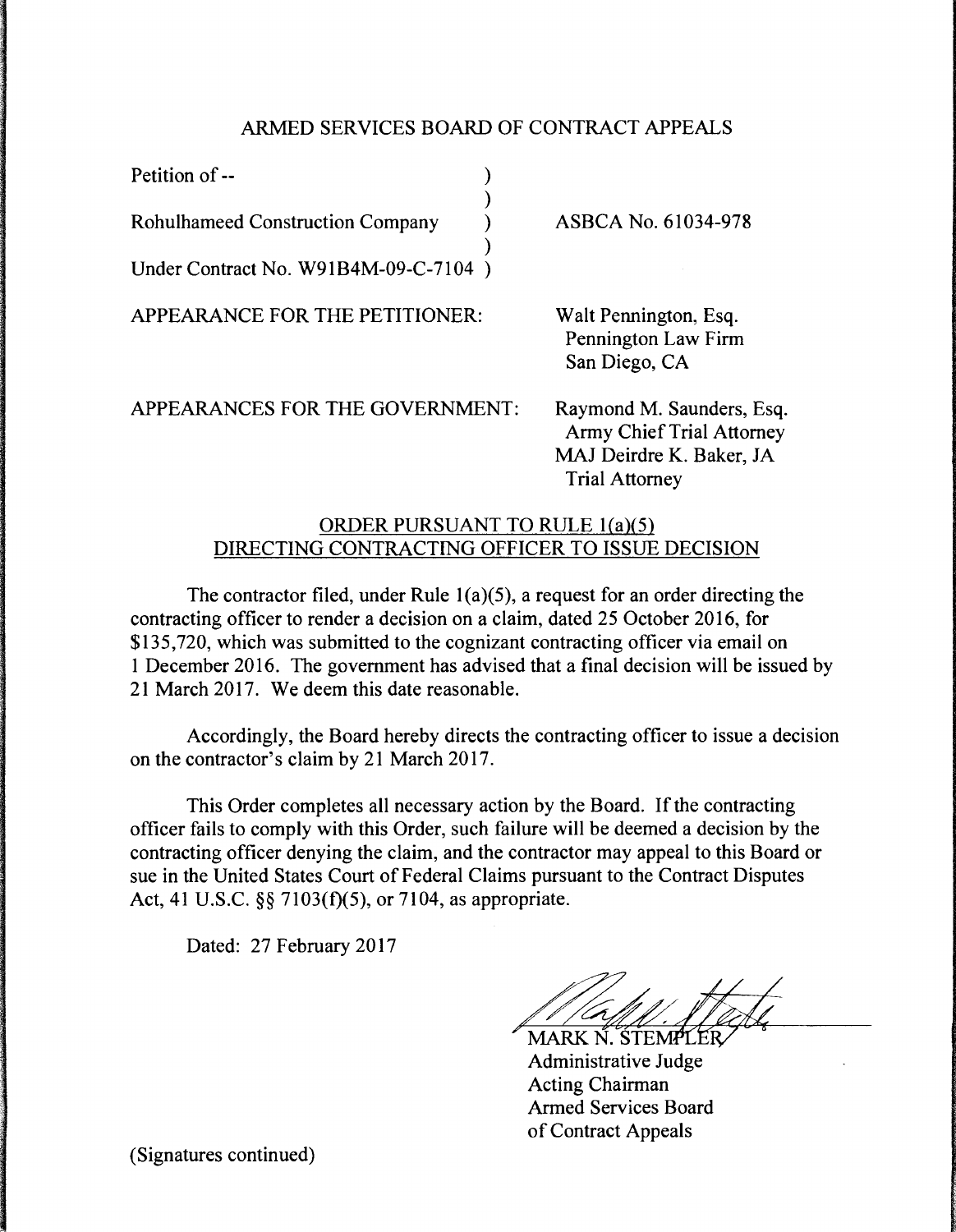ARMED SERVICES BOARD OF CONTRACT APPEALS

Petition of -- )
 )
Rohulhameed Construction Company ) ASBCA No. 61034-978
 )
Under Contract No. W91B4M-09-C-7104 )

APPEARANCE FOR THE PETITIONER: Walt Pennington, Esq.
Pennington Law Firm
San Diego, CA

APPEARANCES FOR THE GOVERNMENT: Raymond M. Saunders, Esq.
Army Chief Trial Attorney
MAJ Deirdre K. Baker, JA
Trial Attorney

ORDER PURSUANT TO RULE 1(a)(5)
DIRECTING CONTRACTING OFFICER TO ISSUE DECISION

The contractor filed, under Rule 1(a)(5), a request for an order directing the contracting officer to render a decision on a claim, dated 25 October 2016, for $135,720, which was submitted to the cognizant contracting officer via email on 1 December 2016. The government has advised that a final decision will be issued by 21 March 2017. We deem this date reasonable.

Accordingly, the Board hereby directs the contracting officer to issue a decision on the contractor's claim by 21 March 2017.

This Order completes all necessary action by the Board. If the contracting officer fails to comply with this Order, such failure will be deemed a decision by the contracting officer denying the claim, and the contractor may appeal to this Board or sue in the United States Court of Federal Claims pursuant to the Contract Disputes Act, 41 U.S.C. §§ 7103(f)(5), or 7104, as appropriate.

Dated: 27 February 2017

MARK N. STEMPLER
Administrative Judge
Acting Chairman
Armed Services Board
of Contract Appeals

(Signatures continued)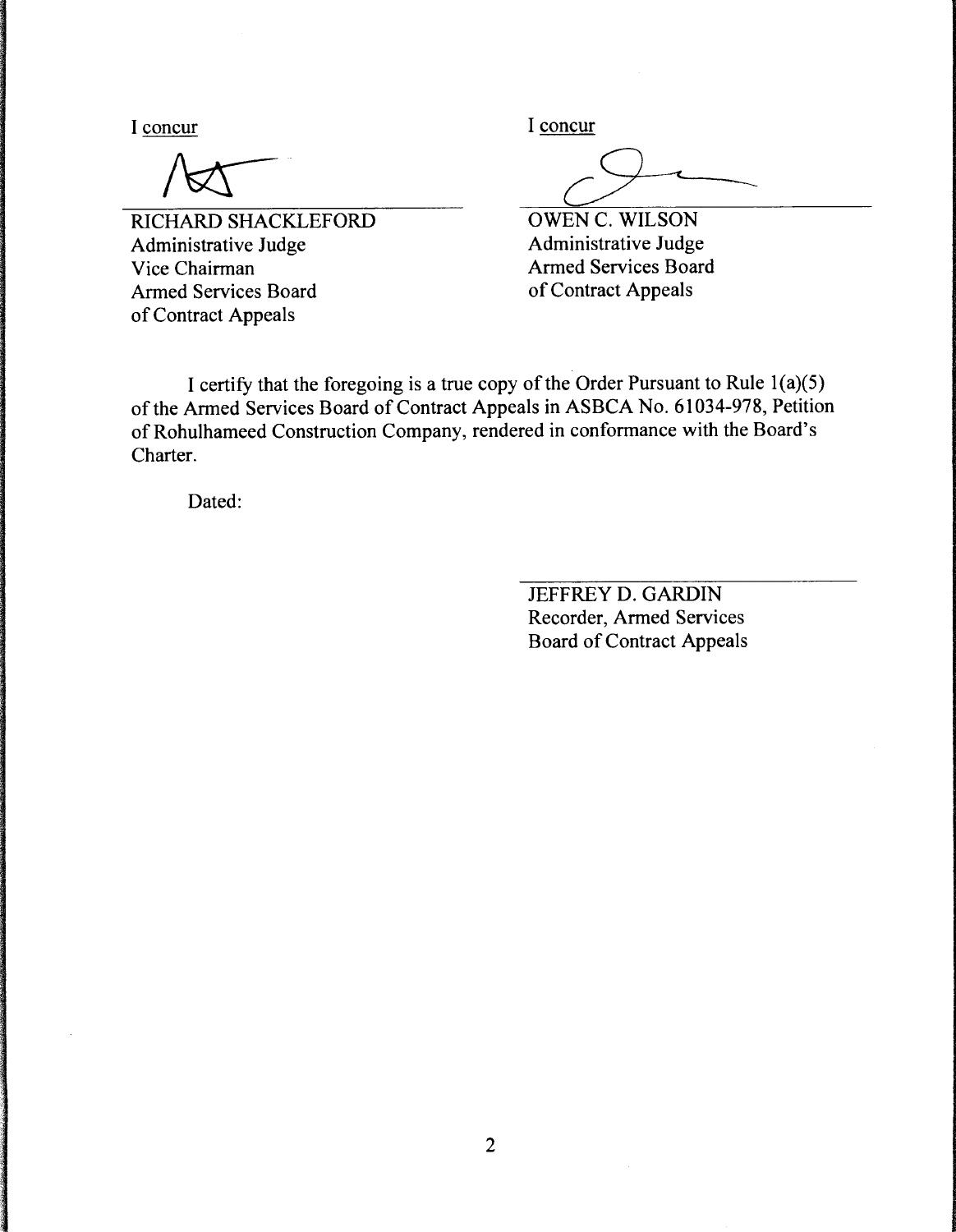I concur

RICHARD SHACKLEFORD
Administrative Judge
Vice Chairman
Armed Services Board
of Contract Appeals

I concur

OWEN C. WILSON
Administrative Judge
Armed Services Board
of Contract Appeals

I certify that the foregoing is a true copy of the Order Pursuant to Rule 1(a)(5) of the Armed Services Board of Contract Appeals in ASBCA No. 61034-978, Petition of Rohulhameed Construction Company, rendered in conformance with the Board's Charter.

Dated:

JEFFREY D. GARDIN
Recorder, Armed Services
Board of Contract Appeals